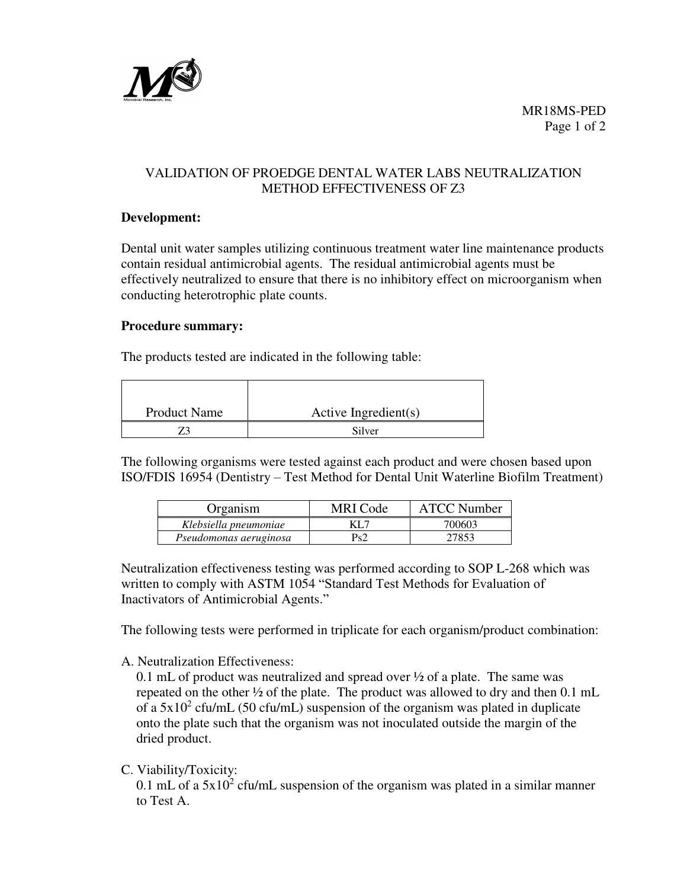# VALIDATION OF PROEDGE DENTAL WATER LABS NEUTRALIZATION METHOD EFFECTIVENESS OF Z3

**Development:**

Dental unit water samples utilizing continuous treatment water line maintenance products contain residual antimicrobial agents. The residual antimicrobial agents must be effectively neutralized to ensure that there is no inhibitory effect on microorganism when conducting heterotrophic plate counts.

**Procedure summary:**

The products tested are indicated in the following table:

| Product Name | Active Ingredient(s) |
|---|---|
| Z3 | Silver |

The following organisms were tested against each product and were chosen based upon ISO/FDIS 16954 (Dentistry – Test Method for Dental Unit Waterline Biofilm Treatment)

| Organism | MRI Code | ATCC Number |
|---|---|---|
| *Klebsiella pneumoniae* | KL7 | 700603 |
| *Pseudomonas aeruginosa* | Ps2 | 27853 |

Neutralization effectiveness testing was performed according to SOP L-268 which was written to comply with ASTM 1054 "Standard Test Methods for Evaluation of Inactivators of Antimicrobial Agents."

The following tests were performed in triplicate for each organism/product combination:

A. Neutralization Effectiveness:
   0.1 mL of product was neutralized and spread over ½ of a plate. The same was repeated on the other ½ of the plate. The product was allowed to dry and then 0.1 mL of a $5 \times 10^2$ cfu/mL (50 cfu/mL) suspension of the organism was plated in duplicate onto the plate such that the organism was not inoculated outside the margin of the dried product.

C. Viability/Toxicity:
   0.1 mL of a $5 \times 10^2$ cfu/mL suspension of the organism was plated in a similar manner to Test A.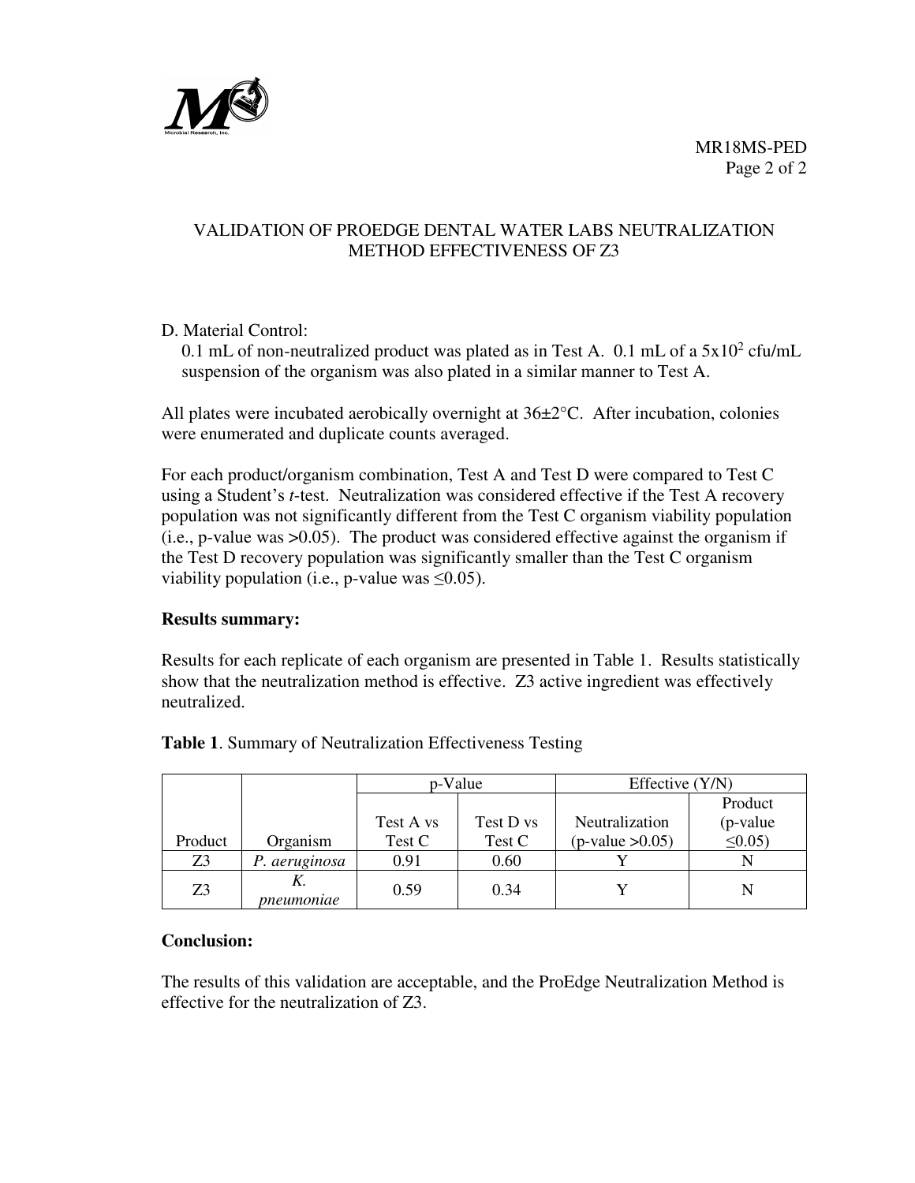## VALIDATION OF PROEDGE DENTAL WATER LABS NEUTRALIZATION METHOD EFFECTIVENESS OF Z3

D. Material Control:
0.1 mL of non-neutralized product was plated as in Test A. 0.1 mL of a $5x10^2$ cfu/mL suspension of the organism was also plated in a similar manner to Test A.

All plates were incubated aerobically overnight at 36±2°C. After incubation, colonies were enumerated and duplicate counts averaged.

For each product/organism combination, Test A and Test D were compared to Test C using a Student's *t*-test. Neutralization was considered effective if the Test A recovery population was not significantly different from the Test C organism viability population (i.e., p-value was >0.05). The product was considered effective against the organism if the Test D recovery population was significantly smaller than the Test C organism viability population (i.e., p-value was ≤0.05).

**Results summary:**

Results for each replicate of each organism are presented in Table 1. Results statistically show that the neutralization method is effective. Z3 active ingredient was effectively neutralized.

**Table 1**. Summary of Neutralization Effectiveness Testing

| | | p-Value | | Effective (Y/N) | |
|---|---|---|---|---|---|
| Product | Organism | Test A vs Test C | Test D vs Test C | Neutralization (p-value >0.05) | Product (p-value ≤0.05) |
| Z3 | *P. aeruginosa* | 0.91 | 0.60 | Y | N |
| Z3 | *K. pneumoniae* | 0.59 | 0.34 | Y | N |

**Conclusion:**

The results of this validation are acceptable, and the ProEdge Neutralization Method is effective for the neutralization of Z3.